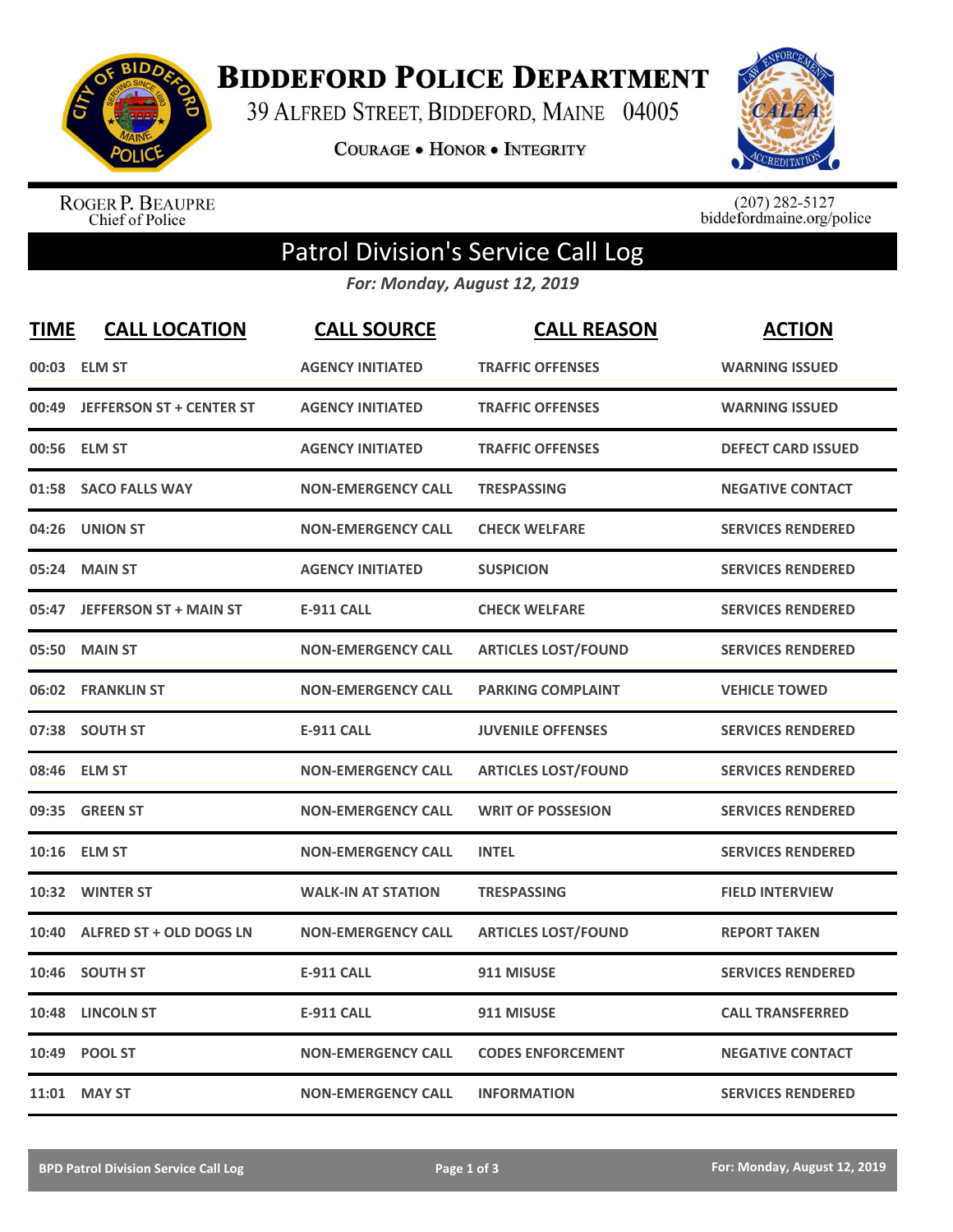# Biddeford Police Department

39 Alfred Street, Biddeford, Maine 04005

Courage • Honor • Integrity

Roger P. Beaupre
Chief of Police

(207) 282-5127
biddefordmaine.org/police

## Patrol Division's Service Call Log

*For: Monday, August 12, 2019*

| TIME | CALL LOCATION | CALL SOURCE | CALL REASON | ACTION |
|---|---|---|---|---|
| 00:03 | ELM ST | AGENCY INITIATED | TRAFFIC OFFENSES | WARNING ISSUED |
| 00:49 | JEFFERSON ST + CENTER ST | AGENCY INITIATED | TRAFFIC OFFENSES | WARNING ISSUED |
| 00:56 | ELM ST | AGENCY INITIATED | TRAFFIC OFFENSES | DEFECT CARD ISSUED |
| 01:58 | SACO FALLS WAY | NON-EMERGENCY CALL | TRESPASSING | NEGATIVE CONTACT |
| 04:26 | UNION ST | NON-EMERGENCY CALL | CHECK WELFARE | SERVICES RENDERED |
| 05:24 | MAIN ST | AGENCY INITIATED | SUSPICION | SERVICES RENDERED |
| 05:47 | JEFFERSON ST + MAIN ST | E-911 CALL | CHECK WELFARE | SERVICES RENDERED |
| 05:50 | MAIN ST | NON-EMERGENCY CALL | ARTICLES LOST/FOUND | SERVICES RENDERED |
| 06:02 | FRANKLIN ST | NON-EMERGENCY CALL | PARKING COMPLAINT | VEHICLE TOWED |
| 07:38 | SOUTH ST | E-911 CALL | JUVENILE OFFENSES | SERVICES RENDERED |
| 08:46 | ELM ST | NON-EMERGENCY CALL | ARTICLES LOST/FOUND | SERVICES RENDERED |
| 09:35 | GREEN ST | NON-EMERGENCY CALL | WRIT OF POSSESION | SERVICES RENDERED |
| 10:16 | ELM ST | NON-EMERGENCY CALL | INTEL | SERVICES RENDERED |
| 10:32 | WINTER ST | WALK-IN AT STATION | TRESPASSING | FIELD INTERVIEW |
| 10:40 | ALFRED ST + OLD DOGS LN | NON-EMERGENCY CALL | ARTICLES LOST/FOUND | REPORT TAKEN |
| 10:46 | SOUTH ST | E-911 CALL | 911 MISUSE | SERVICES RENDERED |
| 10:48 | LINCOLN ST | E-911 CALL | 911 MISUSE | CALL TRANSFERRED |
| 10:49 | POOL ST | NON-EMERGENCY CALL | CODES ENFORCEMENT | NEGATIVE CONTACT |
| 11:01 | MAY ST | NON-EMERGENCY CALL | INFORMATION | SERVICES RENDERED |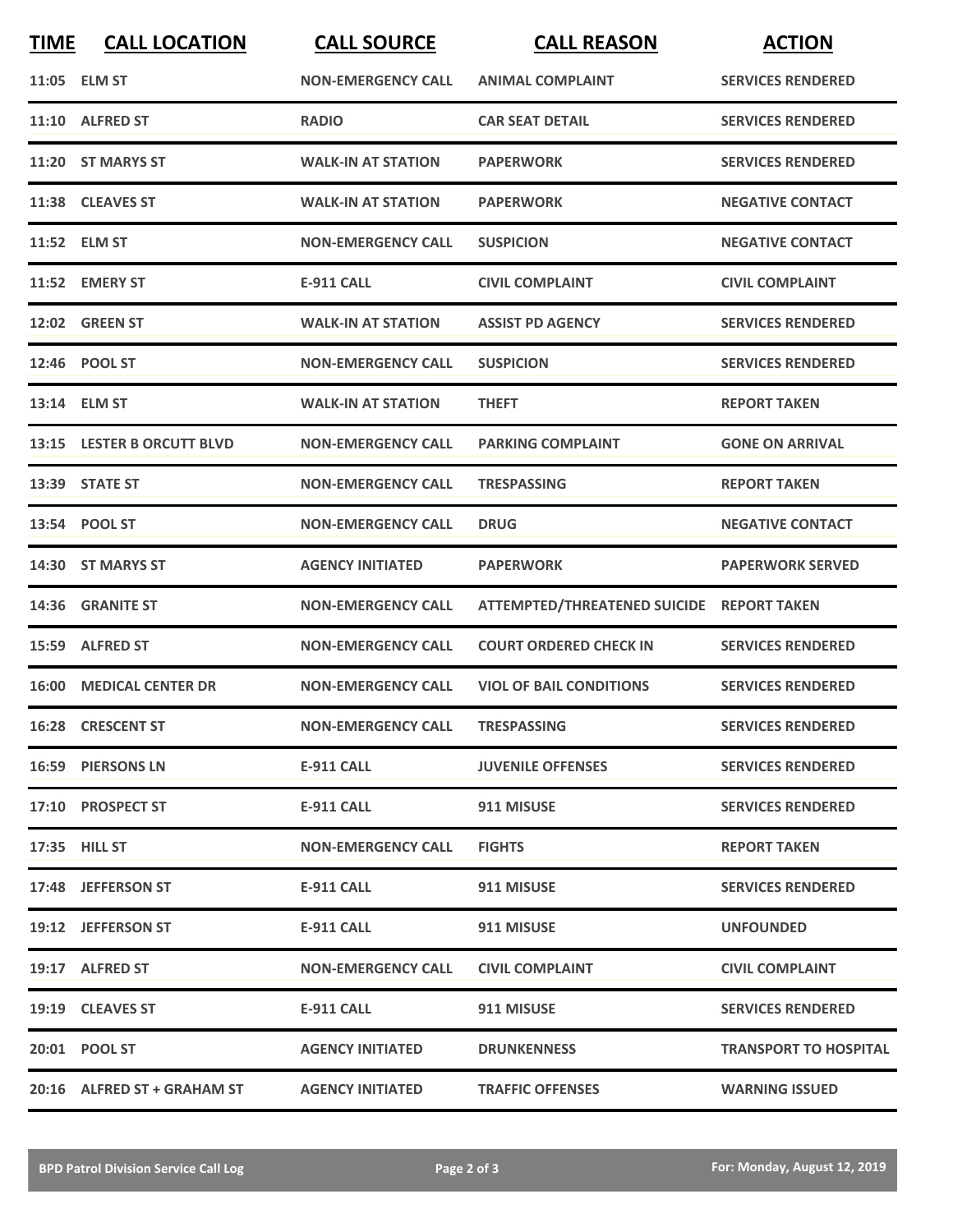| TIME | CALL LOCATION | CALL SOURCE | CALL REASON | ACTION |
|---|---|---|---|---|
| 11:05 | ELM ST | NON-EMERGENCY CALL | ANIMAL COMPLAINT | SERVICES RENDERED |
| 11:10 | ALFRED ST | RADIO | CAR SEAT DETAIL | SERVICES RENDERED |
| 11:20 | ST MARYS ST | WALK-IN AT STATION | PAPERWORK | SERVICES RENDERED |
| 11:38 | CLEAVES ST | WALK-IN AT STATION | PAPERWORK | NEGATIVE CONTACT |
| 11:52 | ELM ST | NON-EMERGENCY CALL | SUSPICION | NEGATIVE CONTACT |
| 11:52 | EMERY ST | E-911 CALL | CIVIL COMPLAINT | CIVIL COMPLAINT |
| 12:02 | GREEN ST | WALK-IN AT STATION | ASSIST PD AGENCY | SERVICES RENDERED |
| 12:46 | POOL ST | NON-EMERGENCY CALL | SUSPICION | SERVICES RENDERED |
| 13:14 | ELM ST | WALK-IN AT STATION | THEFT | REPORT TAKEN |
| 13:15 | LESTER B ORCUTT BLVD | NON-EMERGENCY CALL | PARKING COMPLAINT | GONE ON ARRIVAL |
| 13:39 | STATE ST | NON-EMERGENCY CALL | TRESPASSING | REPORT TAKEN |
| 13:54 | POOL ST | NON-EMERGENCY CALL | DRUG | NEGATIVE CONTACT |
| 14:30 | ST MARYS ST | AGENCY INITIATED | PAPERWORK | PAPERWORK SERVED |
| 14:36 | GRANITE ST | NON-EMERGENCY CALL | ATTEMPTED/THREATENED SUICIDE | REPORT TAKEN |
| 15:59 | ALFRED ST | NON-EMERGENCY CALL | COURT ORDERED CHECK IN | SERVICES RENDERED |
| 16:00 | MEDICAL CENTER DR | NON-EMERGENCY CALL | VIOL OF BAIL CONDITIONS | SERVICES RENDERED |
| 16:28 | CRESCENT ST | NON-EMERGENCY CALL | TRESPASSING | SERVICES RENDERED |
| 16:59 | PIERSONS LN | E-911 CALL | JUVENILE OFFENSES | SERVICES RENDERED |
| 17:10 | PROSPECT ST | E-911 CALL | 911 MISUSE | SERVICES RENDERED |
| 17:35 | HILL ST | NON-EMERGENCY CALL | FIGHTS | REPORT TAKEN |
| 17:48 | JEFFERSON ST | E-911 CALL | 911 MISUSE | SERVICES RENDERED |
| 19:12 | JEFFERSON ST | E-911 CALL | 911 MISUSE | UNFOUNDED |
| 19:17 | ALFRED ST | NON-EMERGENCY CALL | CIVIL COMPLAINT | CIVIL COMPLAINT |
| 19:19 | CLEAVES ST | E-911 CALL | 911 MISUSE | SERVICES RENDERED |
| 20:01 | POOL ST | AGENCY INITIATED | DRUNKENNESS | TRANSPORT TO HOSPITAL |
| 20:16 | ALFRED ST + GRAHAM ST | AGENCY INITIATED | TRAFFIC OFFENSES | WARNING ISSUED |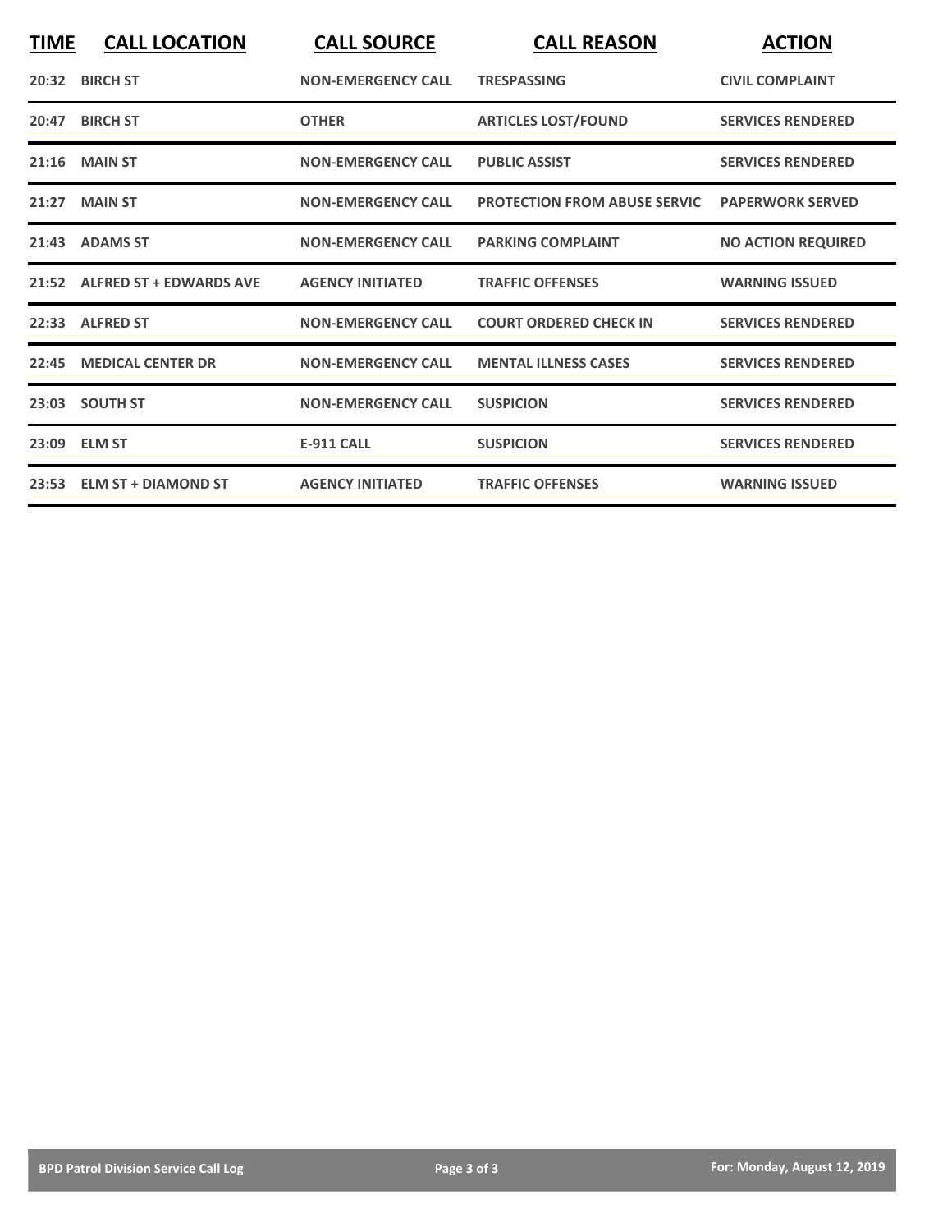| TIME | CALL LOCATION | CALL SOURCE | CALL REASON | ACTION |
|---|---|---|---|---|
| 20:32 | BIRCH ST | NON-EMERGENCY CALL | TRESPASSING | CIVIL COMPLAINT |
| 20:47 | BIRCH ST | OTHER | ARTICLES LOST/FOUND | SERVICES RENDERED |
| 21:16 | MAIN ST | NON-EMERGENCY CALL | PUBLIC ASSIST | SERVICES RENDERED |
| 21:27 | MAIN ST | NON-EMERGENCY CALL | PROTECTION FROM ABUSE SERVIC | PAPERWORK SERVED |
| 21:43 | ADAMS ST | NON-EMERGENCY CALL | PARKING COMPLAINT | NO ACTION REQUIRED |
| 21:52 | ALFRED ST + EDWARDS AVE | AGENCY INITIATED | TRAFFIC OFFENSES | WARNING ISSUED |
| 22:33 | ALFRED ST | NON-EMERGENCY CALL | COURT ORDERED CHECK IN | SERVICES RENDERED |
| 22:45 | MEDICAL CENTER DR | NON-EMERGENCY CALL | MENTAL ILLNESS CASES | SERVICES RENDERED |
| 23:03 | SOUTH ST | NON-EMERGENCY CALL | SUSPICION | SERVICES RENDERED |
| 23:09 | ELM ST | E-911 CALL | SUSPICION | SERVICES RENDERED |
| 23:53 | ELM ST + DIAMOND ST | AGENCY INITIATED | TRAFFIC OFFENSES | WARNING ISSUED |